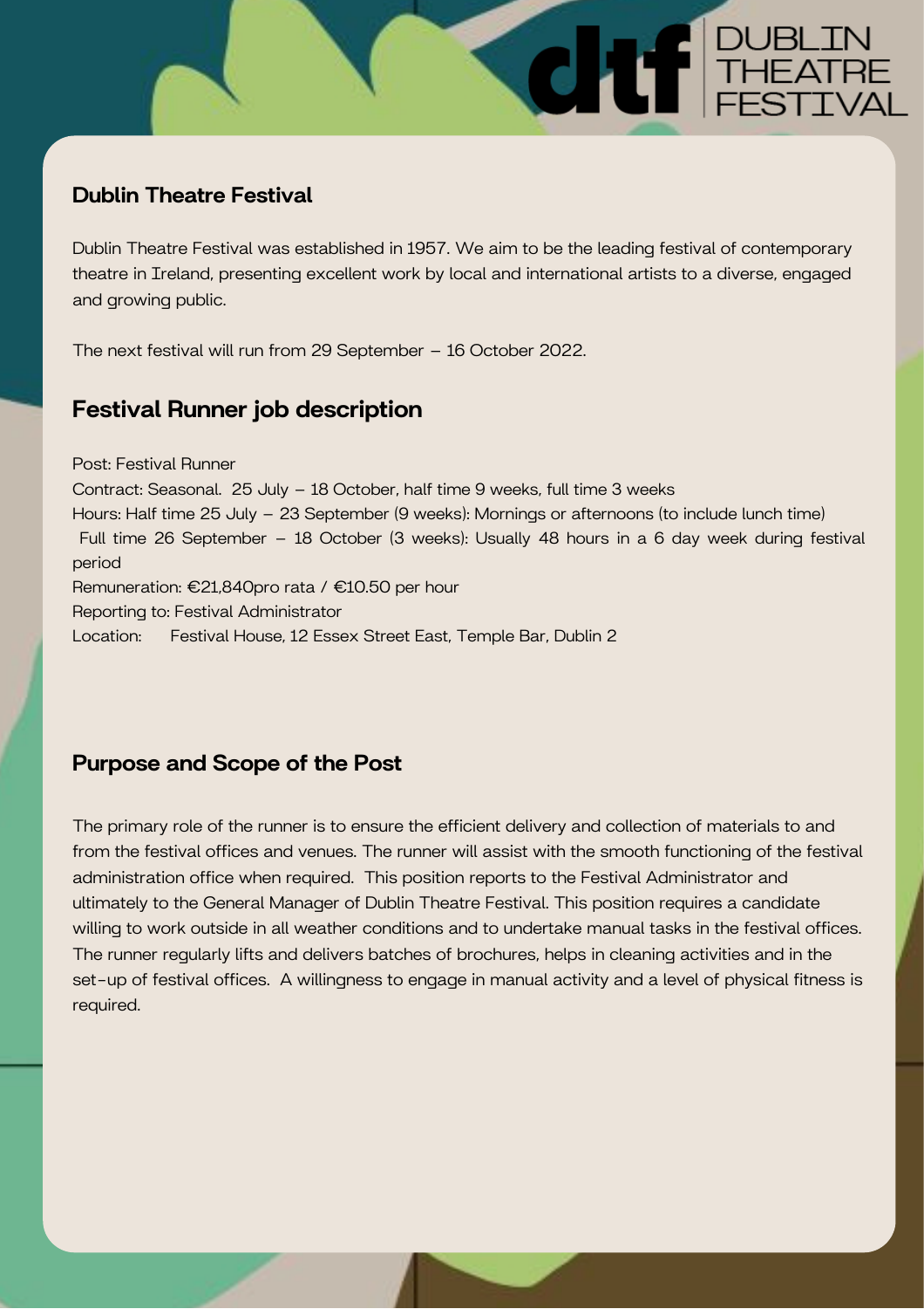DUBLIN THEATRE FESTIVAL

## Dublin Theatre Festival

Dublin Theatre Festival was established in 1957. We aim to be the leading festival of contemporary theatre in Ireland, presenting excellent work by local and international artists to a diverse, engaged and growing public.

The next festival will run from 29 September – 16 October 2022.

## Festival Runner job description

Post: Festival Runner
Contract: Seasonal. 25 July – 18 October, half time 9 weeks, full time 3 weeks
Hours: Half time 25 July – 23 September (9 weeks): Mornings or afternoons (to include lunch time)
Full time 26 September – 18 October (3 weeks): Usually 48 hours in a 6 day week during festival period
Remuneration: €21,840pro rata / €10.50 per hour
Reporting to: Festival Administrator
Location: Festival House, 12 Essex Street East, Temple Bar, Dublin 2

## Purpose and Scope of the Post

The primary role of the runner is to ensure the efficient delivery and collection of materials to and from the festival offices and venues. The runner will assist with the smooth functioning of the festival administration office when required. This position reports to the Festival Administrator and ultimately to the General Manager of Dublin Theatre Festival. This position requires a candidate willing to work outside in all weather conditions and to undertake manual tasks in the festival offices. The runner regularly lifts and delivers batches of brochures, helps in cleaning activities and in the set-up of festival offices. A willingness to engage in manual activity and a level of physical fitness is required.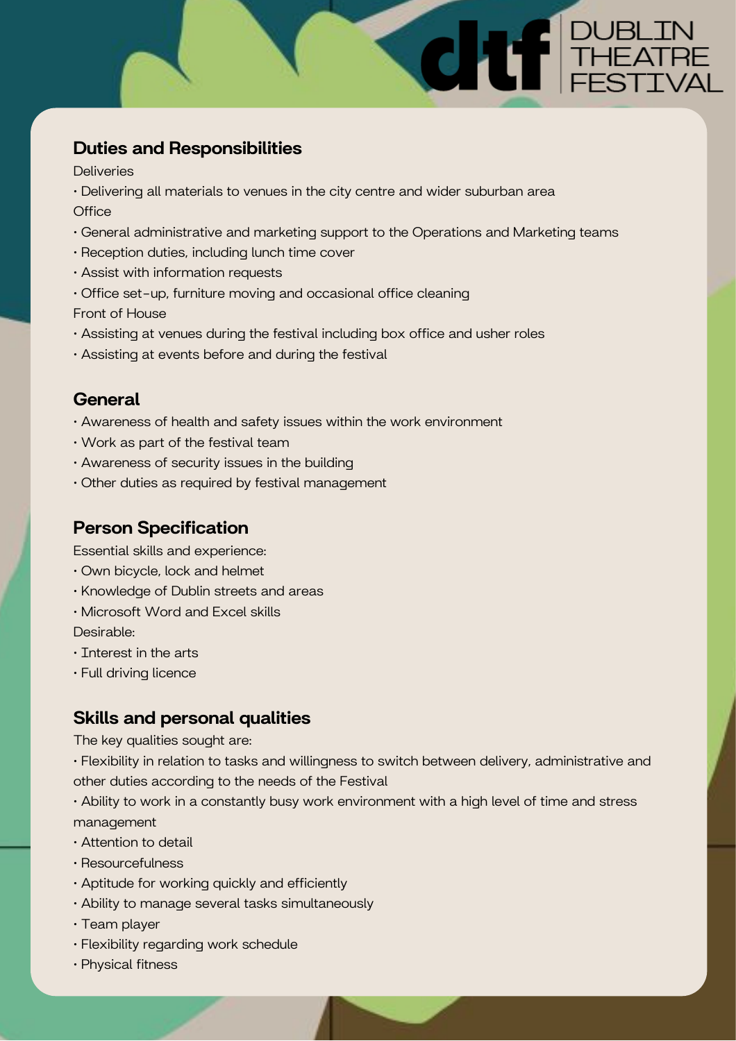## Duties and Responsibilities

Deliveries

- Delivering all materials to venues in the city centre and wider suburban area

Office

- General administrative and marketing support to the Operations and Marketing teams
- Reception duties, including lunch time cover
- Assist with information requests
- Office set-up, furniture moving and occasional office cleaning

Front of House

- Assisting at venues during the festival including box office and usher roles
- Assisting at events before and during the festival

## General

- Awareness of health and safety issues within the work environment
- Work as part of the festival team
- Awareness of security issues in the building
- Other duties as required by festival management

## Person Specification

Essential skills and experience:

- Own bicycle, lock and helmet
- Knowledge of Dublin streets and areas
- Microsoft Word and Excel skills

Desirable:

- Interest in the arts
- Full driving licence

## Skills and personal qualities

The key qualities sought are:

- Flexibility in relation to tasks and willingness to switch between delivery, administrative and other duties according to the needs of the Festival
- Ability to work in a constantly busy work environment with a high level of time and stress management
- Attention to detail
- Resourcefulness
- Aptitude for working quickly and efficiently
- Ability to manage several tasks simultaneously
- Team player
- Flexibility regarding work schedule
- Physical fitness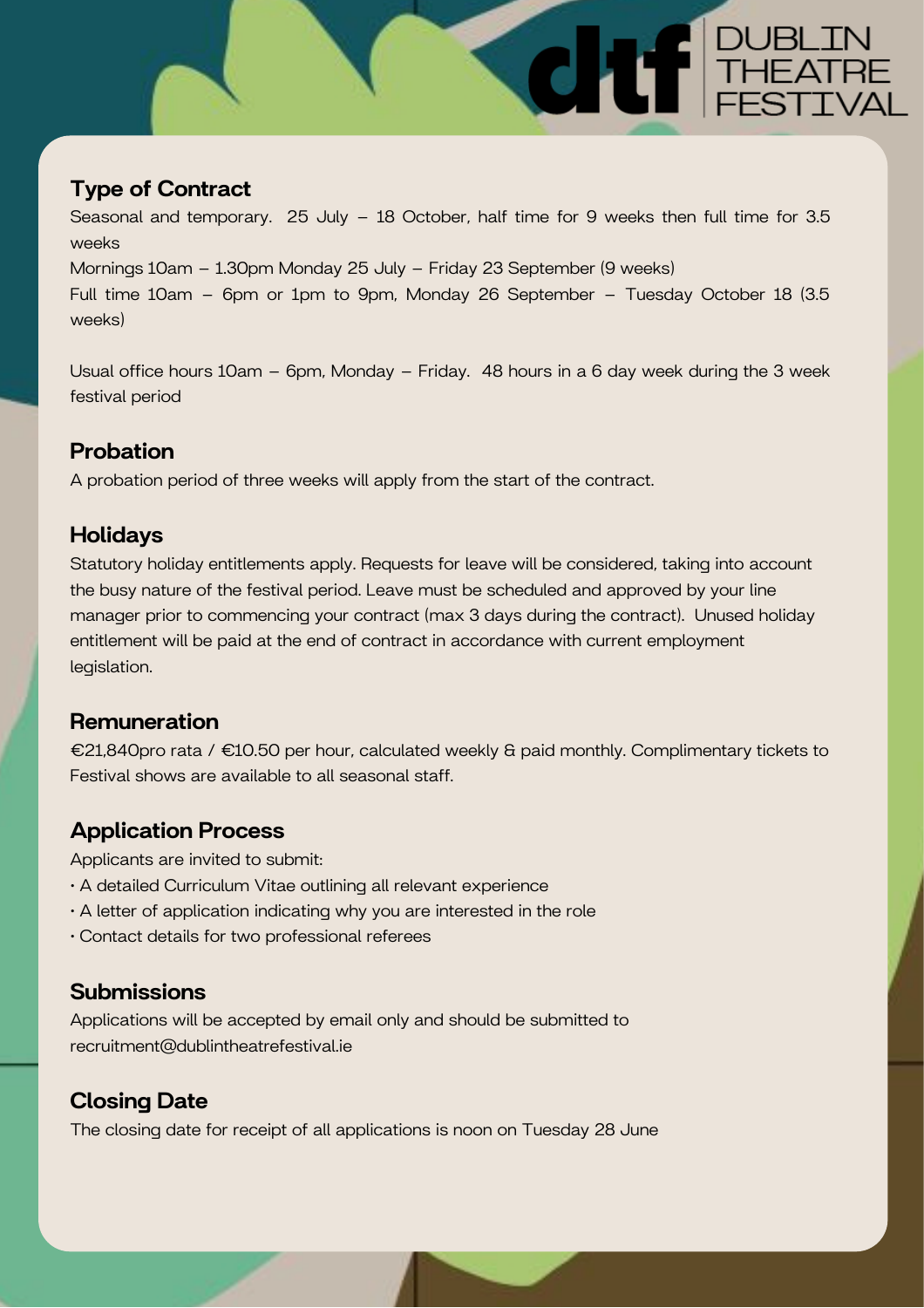## Type of Contract

Seasonal and temporary. 25 July – 18 October, half time for 9 weeks then full time for 3.5 weeks

Mornings 10am – 1.30pm Monday 25 July – Friday 23 September (9 weeks)

Full time 10am – 6pm or 1pm to 9pm, Monday 26 September – Tuesday October 18 (3.5 weeks)

Usual office hours 10am – 6pm, Monday – Friday. 48 hours in a 6 day week during the 3 week festival period

## Probation

A probation period of three weeks will apply from the start of the contract.

## Holidays

Statutory holiday entitlements apply. Requests for leave will be considered, taking into account the busy nature of the festival period. Leave must be scheduled and approved by your line manager prior to commencing your contract (max 3 days during the contract). Unused holiday entitlement will be paid at the end of contract in accordance with current employment legislation.

## Remuneration

€21,840pro rata / €10.50 per hour, calculated weekly & paid monthly. Complimentary tickets to Festival shows are available to all seasonal staff.

## Application Process

Applicants are invited to submit:

- A detailed Curriculum Vitae outlining all relevant experience
- A letter of application indicating why you are interested in the role
- Contact details for two professional referees

## Submissions

Applications will be accepted by email only and should be submitted to recruitment@dublintheatrefestival.ie

## Closing Date

The closing date for receipt of all applications is noon on Tuesday 28 June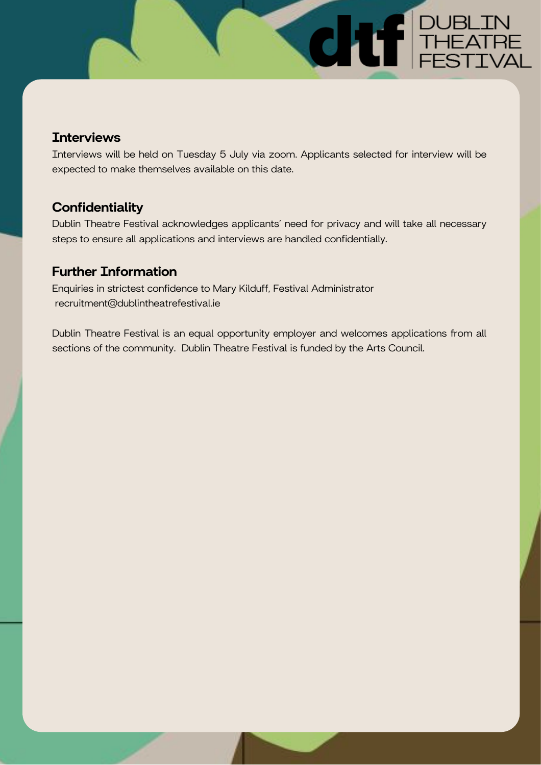## Interviews

Interviews will be held on Tuesday 5 July via zoom. Applicants selected for interview will be expected to make themselves available on this date.

## Confidentiality

Dublin Theatre Festival acknowledges applicants' need for privacy and will take all necessary steps to ensure all applications and interviews are handled confidentially.

## Further Information

Enquiries in strictest confidence to Mary Kilduff, Festival Administrator
recruitment@dublintheatrefestival.ie

Dublin Theatre Festival is an equal opportunity employer and welcomes applications from all sections of the community. Dublin Theatre Festival is funded by the Arts Council.